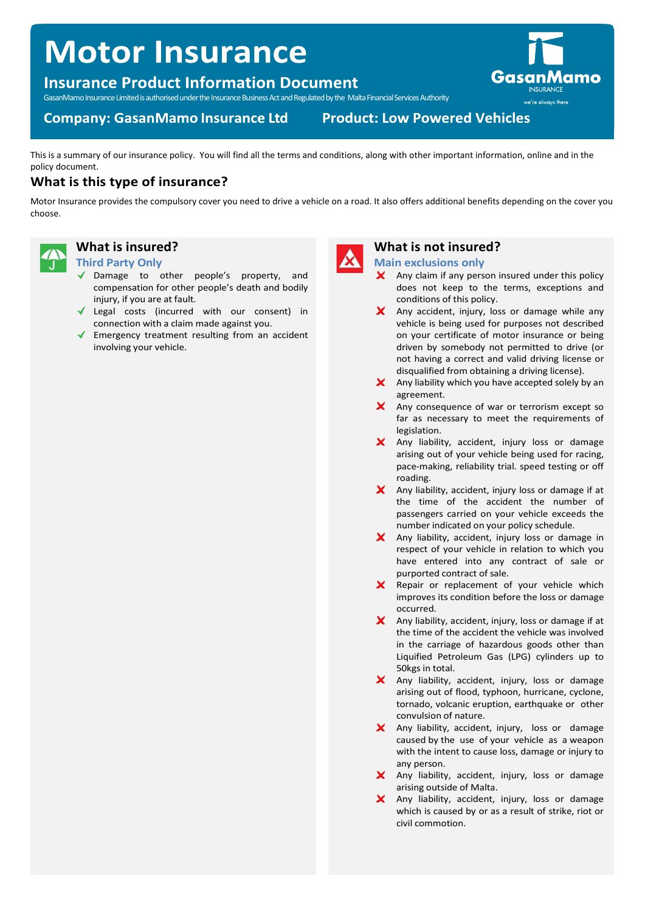# Motor Insurance

## Insurance Product Information Document

GasanMamo Insurance Limited is authorised under the Insurance Business Act and Regulated by the Malta Financial Services Authority

GasanMamo INSURANCE we're always there

**Company: GasanMamo Insurance Ltd** **Product: Low Powered Vehicles**

This is a summary of our insurance policy. You will find all the terms and conditions, along with other important information, online and in the policy document.

## What is this type of insurance?

Motor Insurance provides the compulsory cover you need to drive a vehicle on a road. It also offers additional benefits depending on the cover you choose.

### What is insured?

**Third Party Only**

- ✓ Damage to other people's property, and compensation for other people's death and bodily injury, if you are at fault.
- ✓ Legal costs (incurred with our consent) in connection with a claim made against you.
- ✓ Emergency treatment resulting from an accident involving your vehicle.

### What is not insured?

**Main exclusions only**

- ✗ Any claim if any person insured under this policy does not keep to the terms, exceptions and conditions of this policy.
- ✗ Any accident, injury, loss or damage while any vehicle is being used for purposes not described on your certificate of motor insurance or being driven by somebody not permitted to drive (or not having a correct and valid driving license or disqualified from obtaining a driving license).
- ✗ Any liability which you have accepted solely by an agreement.
- ✗ Any consequence of war or terrorism except so far as necessary to meet the requirements of legislation.
- ✗ Any liability, accident, injury loss or damage arising out of your vehicle being used for racing, pace-making, reliability trial. speed testing or off roading.
- ✗ Any liability, accident, injury loss or damage if at the time of the accident the number of passengers carried on your vehicle exceeds the number indicated on your policy schedule.
- ✗ Any liability, accident, injury loss or damage in respect of your vehicle in relation to which you have entered into any contract of sale or purported contract of sale.
- ✗ Repair or replacement of your vehicle which improves its condition before the loss or damage occurred.
- ✗ Any liability, accident, injury, loss or damage if at the time of the accident the vehicle was involved in the carriage of hazardous goods other than Liquified Petroleum Gas (LPG) cylinders up to 50kgs in total.
- ✗ Any liability, accident, injury, loss or damage arising out of flood, typhoon, hurricane, cyclone, tornado, volcanic eruption, earthquake or other convulsion of nature.
- ✗ Any liability, accident, injury, loss or damage caused by the use of your vehicle as a weapon with the intent to cause loss, damage or injury to any person.
- ✗ Any liability, accident, injury, loss or damage arising outside of Malta.
- ✗ Any liability, accident, injury, loss or damage which is caused by or as a result of strike, riot or civil commotion.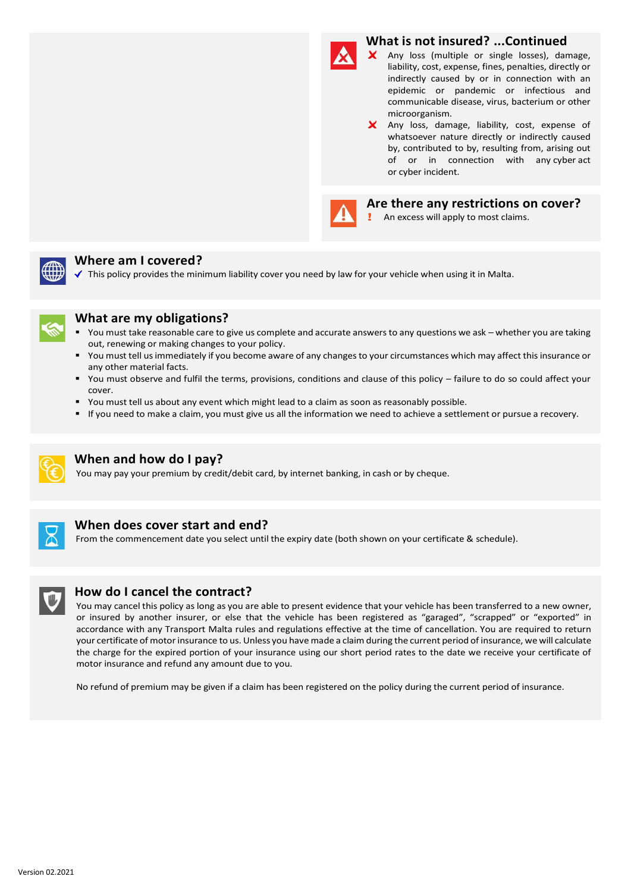## What is not insured? ...Continued

- ✗ Any loss (multiple or single losses), damage, liability, cost, expense, fines, penalties, directly or indirectly caused by or in connection with an epidemic or pandemic or infectious and communicable disease, virus, bacterium or other microorganism.
- ✗ Any loss, damage, liability, cost, expense of whatsoever nature directly or indirectly caused by, contributed to by, resulting from, arising out of or in connection with any cyber act or cyber incident.

## Are there any restrictions on cover?

- ! An excess will apply to most claims.

## Where am I covered?

- ✓ This policy provides the minimum liability cover you need by law for your vehicle when using it in Malta.

## What are my obligations?

- You must take reasonable care to give us complete and accurate answers to any questions we ask – whether you are taking out, renewing or making changes to your policy.
- You must tell us immediately if you become aware of any changes to your circumstances which may affect this insurance or any other material facts.
- You must observe and fulfil the terms, provisions, conditions and clause of this policy – failure to do so could affect your cover.
- You must tell us about any event which might lead to a claim as soon as reasonably possible.
- If you need to make a claim, you must give us all the information we need to achieve a settlement or pursue a recovery.

## When and how do I pay?

You may pay your premium by credit/debit card, by internet banking, in cash or by cheque.

## When does cover start and end?

From the commencement date you select until the expiry date (both shown on your certificate & schedule).

## How do I cancel the contract?

You may cancel this policy as long as you are able to present evidence that your vehicle has been transferred to a new owner, or insured by another insurer, or else that the vehicle has been registered as "garaged", "scrapped" or "exported" in accordance with any Transport Malta rules and regulations effective at the time of cancellation. You are required to return your certificate of motor insurance to us. Unless you have made a claim during the current period of insurance, we will calculate the charge for the expired portion of your insurance using our short period rates to the date we receive your certificate of motor insurance and refund any amount due to you.

No refund of premium may be given if a claim has been registered on the policy during the current period of insurance.

Version 02.2021